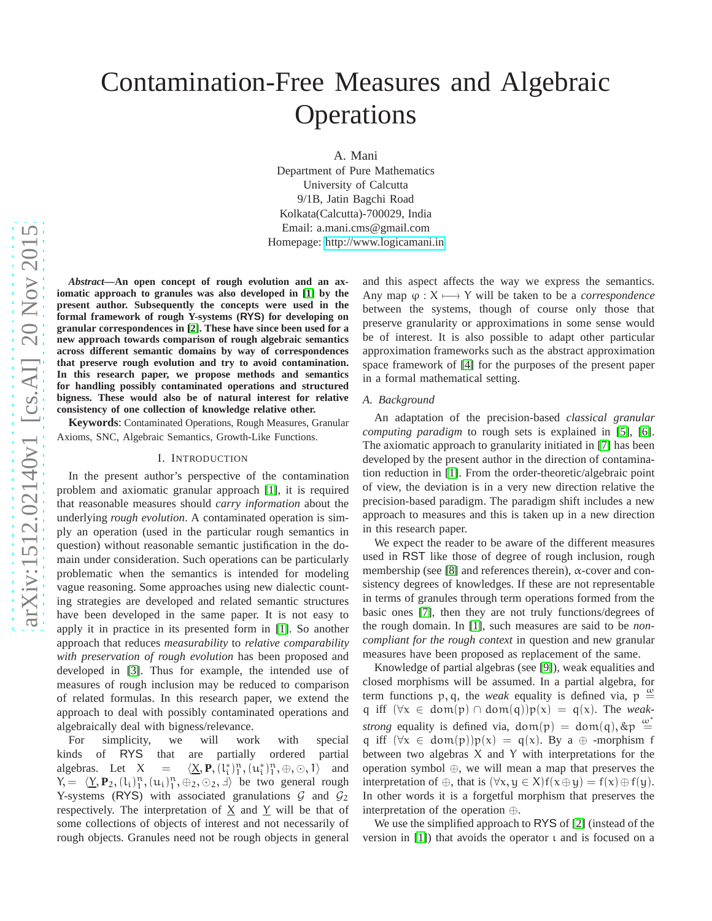# Contamination-Free Measures and Algebraic Operations

A. Mani
Department of Pure Mathematics
University of Calcutta
9/1B, Jatin Bagchi Road
Kolkata(Calcutta)-700029, India
Email: a.mani.cms@gmail.com
Homepage: http://www.logicamani.in

***Abstract*—An open concept of rough evolution and an axiomatic approach to granules was also developed in [1] by the present author. Subsequently the concepts were used in the formal framework of rough Y-systems (RYS) for developing on granular correspondences in [2]. These have since been used for a new approach towards comparison of rough algebraic semantics across different semantic domains by way of correspondences that preserve rough evolution and try to avoid contamination. In this research paper, we propose methods and semantics for handling possibly contaminated operations and structured bigness. These would also be of natural interest for relative consistency of one collection of knowledge relative other.**

**Keywords**: Contaminated Operations, Rough Measures, Granular Axioms, SNC, Algebraic Semantics, Growth-Like Functions.

## I. Introduction

In the present author's perspective of the contamination problem and axiomatic granular approach [1], it is required that reasonable measures should *carry information* about the underlying *rough evolution*. A contaminated operation is simply an operation (used in the particular rough semantics in question) without reasonable semantic justification in the domain under consideration. Such operations can be particularly problematic when the semantics is intended for modeling vague reasoning. Some approaches using new dialectic counting strategies are developed and related semantic structures have been developed in the same paper. It is not easy to apply it in practice in its presented form in [1]. So another approach that reduces *measurability* to *relative comparability with preservation of rough evolution* has been proposed and developed in [3]. Thus for example, the intended use of measures of rough inclusion may be reduced to comparison of related formulas. In this research paper, we extend the approach to deal with possibly contaminated operations and algebraically deal with bigness/relevance.

For simplicity, we will work with special kinds of RYS that are partially ordered partial algebras. Let $X = \langle \underline{X}, \mathbf{P}, (l_i^*)_1^n, (u_i^*)_1^n, \oplus, \odot, 1\rangle$ and $Y, = \langle \underline{Y}, \mathbf{P}_2, (l_i)_1^n, (u_i)_1^n, \oplus_2, \odot_2, \daleth\rangle$ be two general rough Y-systems (RYS) with associated granulations $\mathcal{G}$ and $\mathcal{G}_2$ respectively. The interpretation of $\underline{X}$ and $\underline{Y}$ will be that of some collections of objects of interest and not necessarily of rough objects. Granules need not be rough objects in general and this aspect affects the way we express the semantics. Any map $\varphi : X \longmapsto Y$ will be taken to be a *correspondence* between the systems, though of course only those that preserve granularity or approximations in some sense would be of interest. It is also possible to adapt other particular approximation frameworks such as the abstract approximation space framework of [4] for the purposes of the present paper in a formal mathematical setting.

### A. Background

An adaptation of the precision-based *classical granular computing paradigm* to rough sets is explained in [5], [6]. The axiomatic approach to granularity initiated in [7] has been developed by the present author in the direction of contamination reduction in [1]. From the order-theoretic/algebraic point of view, the deviation is in a very new direction relative the precision-based paradigm. The paradigm shift includes a new approach to measures and this is taken up in a new direction in this research paper.

We expect the reader to be aware of the different measures used in RST like those of degree of rough inclusion, rough membership (see [8] and references therein), $\alpha$-cover and consistency degrees of knowledges. If these are not representable in terms of granules through term operations formed from the basic ones [7], then they are not truly functions/degrees of the rough domain. In [1], such measures are said to be *non-compliant for the rough context* in question and new granular measures have been proposed as replacement of the same.

Knowledge of partial algebras (see [9]), weak equalities and closed morphisms will be assumed. In a partial algebra, for term functions $p, q$, the *weak* equality is defined via, $p \stackrel{\omega}{=} q$ iff $(\forall x \in dom(p) \cap dom(q))p(x) = q(x)$. The *weak-strong* equality is defined via, $dom(p) = dom(q), \& p \stackrel{\omega^*}{=} q$ iff $(\forall x \in dom(p))p(x) = q(x)$. By a $\oplus$ -morphism f between two algebras X and Y with interpretations for the operation symbol $\oplus$, we will mean a map that preserves the interpretation of $\oplus$, that is $(\forall x, y \in X)f(x \oplus y) = f(x) \oplus f(y)$. In other words it is a forgetful morphism that preserves the interpretation of the operation $\oplus$.

We use the simplified approach to RYS of [2] (instead of the version in [1]) that avoids the operator $\iota$ and is focused on a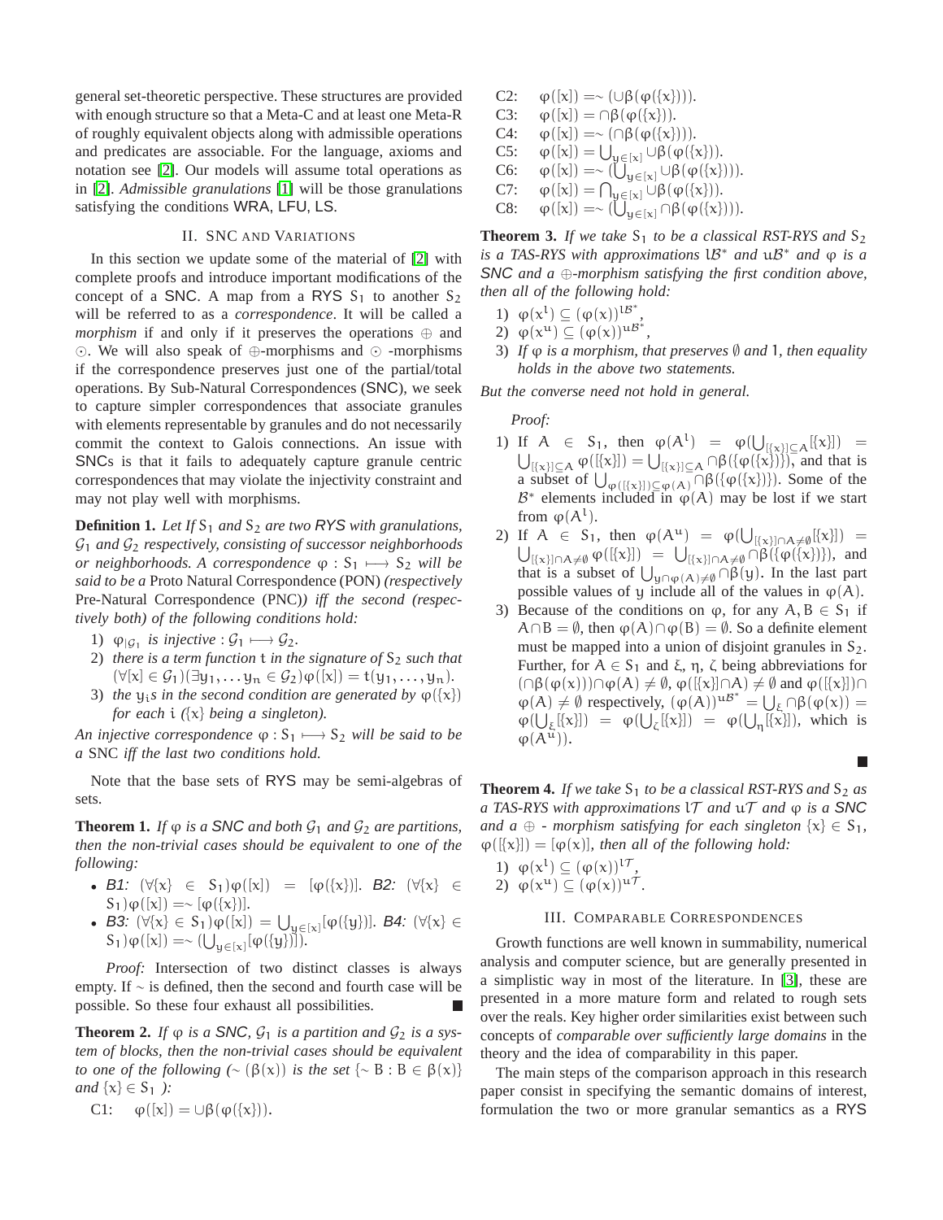general set-theoretic perspective. These structures are provided with enough structure so that a Meta-C and at least one Meta-R of roughly equivalent objects along with admissible operations and predicates are associable. For the language, axioms and notation see [2]. Our models will assume total operations as in [2]. *Admissible granulations* [1] will be those granulations satisfying the conditions WRA, LFU, LS.

## II. SNC and Variations

In this section we update some of the material of [2] with complete proofs and introduce important modifications of the concept of a SNC. A map from a RYS $S_1$ to another $S_2$ will be referred to as a *correspondence*. It will be called a *morphism* if and only if it preserves the operations $\oplus$ and $\odot$. We will also speak of $\oplus$-morphisms and $\odot$ -morphisms if the correspondence preserves just one of the partial/total operations. By Sub-Natural Correspondences (SNC), we seek to capture simpler correspondences that associate granules with elements representable by granules and do not necessarily commit the context to Galois connections. An issue with SNCs is that it fails to adequately capture granule centric correspondences that may violate the injectivity constraint and may not play well with morphisms.

**Definition 1.** *Let If $S_1$ and $S_2$ are two RYS with granulations, $\mathcal{G}_1$ and $\mathcal{G}_2$ respectively, consisting of successor neighborhoods or neighborhoods. A correspondence $\varphi : S_1 \longmapsto S_2$ will be said to be a* Proto Natural Correspondence (PON) *(respectively* Pre-Natural Correspondence (PNC)*) iff the second (respectively both) of the following conditions hold:*

1) *$\varphi_{|\mathcal{G}_1}$ is injective : $\mathcal{G}_1 \longmapsto \mathcal{G}_2$.*
2) *there is a term function $t$ in the signature of $S_2$ such that $(\forall [x] \in \mathcal{G}_1)(\exists y_1, \ldots y_n \in \mathcal{G}_2)\varphi([x]) = t(y_1, \ldots, y_n)$.*
3) *the $y_i$s in the second condition are generated by $\varphi(\{x\})$ for each $i$ ($\{x\}$ being a singleton).*

*An injective correspondence $\varphi : S_1 \longmapsto S_2$ will be said to be a* SNC *iff the last two conditions hold.*

Note that the base sets of RYS may be semi-algebras of sets.

**Theorem 1.** *If $\varphi$ is a SNC and both $\mathcal{G}_1$ and $\mathcal{G}_2$ are partitions, then the non-trivial cases should be equivalent to one of the following:*

- *B1: $(\forall \{x\} \in S_1)\varphi([x]) = [\varphi(\{x\})]$. B2: $(\forall \{x\} \in S_1)\varphi([x]) = \sim [\varphi(\{x\})]$.*
- *B3: $(\forall \{x\} \in S_1)\varphi([x]) = \bigcup_{y \in [x]}[\varphi(\{y\})]$. B4: $(\forall \{x\} \in S_1)\varphi([x]) = \sim (\bigcup_{y \in [x]}[\varphi(\{y\})])$.*

*Proof:* Intersection of two distinct classes is always empty. If $\sim$ is defined, then the second and fourth case will be possible. So these four exhaust all possibilities. ■

**Theorem 2.** *If $\varphi$ is a SNC, $\mathcal{G}_1$ is a partition and $\mathcal{G}_2$ is a system of blocks, then the non-trivial cases should be equivalent to one of the following ($\sim (\beta(x))$ is the set $\{\sim B : B \in \beta(x)\}$ and $\{x\} \in S_1$ ):*

C1: $\varphi([x]) = \cup\beta(\varphi(\{x\}))$.
C2: $\varphi([x]) = \sim (\cup\beta(\varphi(\{x\})))$.
C3: $\varphi([x]) = \cap\beta(\varphi(\{x\}))$.
C4: $\varphi([x]) = \sim (\cap\beta(\varphi(\{x\})))$.
C5: $\varphi([x]) = \bigcup_{y \in [x]} \cup\beta(\varphi(\{x\}))$.
C6: $\varphi([x]) = \sim (\bigcup_{y \in [x]} \cup\beta(\varphi(\{x\})))$.
C7: $\varphi([x]) = \bigcap_{y \in [x]} \cup\beta(\varphi(\{x\}))$.
C8: $\varphi([x]) = \sim (\bigcup_{y \in [x]} \cap\beta(\varphi(\{x\})))$.

**Theorem 3.** *If we take $S_1$ to be a classical RST-RYS and $S_2$ is a TAS-RYS with approximations $l\mathcal{B}^*$ and $u\mathcal{B}^*$ and $\varphi$ is a SNC and a $\oplus$-morphism satisfying the first condition above, then all of the following hold:*

1) *$\varphi(x^l) \subseteq (\varphi(x))^{l\mathcal{B}^*}$,*
2) *$\varphi(x^u) \subseteq (\varphi(x))^{u\mathcal{B}^*}$,*
3) *If $\varphi$ is a morphism, that preserves $\emptyset$ and $1$, then equality holds in the above two statements.*

*But the converse need not hold in general.*

*Proof:*

1) If $A \in S_1$, then $\varphi(A^l) = \varphi(\bigcup_{[\{x\}] \subseteq A}[\{x\}]) = \bigcup_{[\{x\}] \subseteq A} \varphi([\{x\}]) = \bigcup_{[\{x\}] \subseteq A} \cap\beta(\{\varphi(\{x\})\})$, and that is a subset of $\bigcup_{\varphi([\{x\}]) \subseteq \varphi(A)} \cap\beta(\{\varphi(\{x\})\})$. Some of the $\mathcal{B}^*$ elements included in $\varphi(A)$ may be lost if we start from $\varphi(A^l)$.
2) If $A \in S_1$, then $\varphi(A^u) = \varphi(\bigcup_{[\{x\}] \cap A \neq \emptyset}[\{x\}]) = \bigcup_{[\{x\}] \cap A \neq \emptyset} \varphi([\{x\}]) = \bigcup_{[\{x\}] \cap A \neq \emptyset} \cap\beta(\{\varphi(\{x\})\})$, and that is a subset of $\bigcup_{y \cap \varphi(A) \neq \emptyset} \cap\beta(y)$. In the last part possible values of $y$ include all of the values in $\varphi(A)$.
3) Because of the conditions on $\varphi$, for any $A, B \in S_1$ if $A \cap B = \emptyset$, then $\varphi(A) \cap \varphi(B) = \emptyset$. So a definite element must be mapped into a union of disjoint granules in $S_2$. Further, for $A \in S_1$ and $\xi$, $\eta$, $\zeta$ being abbreviations for $(\cap\beta(\varphi(x))) \cap \varphi(A) \neq \emptyset$, $\varphi([\{x\}] \cap A) \neq \emptyset$ and $\varphi([\{x\}]) \cap \varphi(A) \neq \emptyset$ respectively, $(\varphi(A))^{u\mathcal{B}^*} = \bigcup_{\xi} \cap\beta(\varphi(x)) = \varphi(\bigcup_{\xi}[\{x\}]) = \varphi(\bigcup_{\zeta}[\{x\}]) = \varphi(\bigcup_{\eta}[\{x\}])$, which is $\varphi(A^u)$).

■

**Theorem 4.** *If we take $S_1$ to be a classical RST-RYS and $S_2$ as a TAS-RYS with approximations $l\mathcal{T}$ and $u\mathcal{T}$ and $\varphi$ is a SNC and a $\oplus$ - morphism satisfying for each singleton $\{x\} \in S_1$, $\varphi([\{x\}]) = [\varphi(x)]$, then all of the following hold:*

1) *$\varphi(x^l) \subseteq (\varphi(x))^{l\mathcal{T}}$,*
2) *$\varphi(x^u) \subseteq (\varphi(x))^{u\mathcal{T}}$.*

## III. Comparable Correspondences

Growth functions are well known in summability, numerical analysis and computer science, but are generally presented in a simplistic way in most of the literature. In [3], these are presented in a more mature form and related to rough sets over the reals. Key higher order similarities exist between such concepts of *comparable over sufficiently large domains* in the theory and the idea of comparability in this paper.

The main steps of the comparison approach in this research paper consist in specifying the semantic domains of interest, formulation the two or more granular semantics as a RYS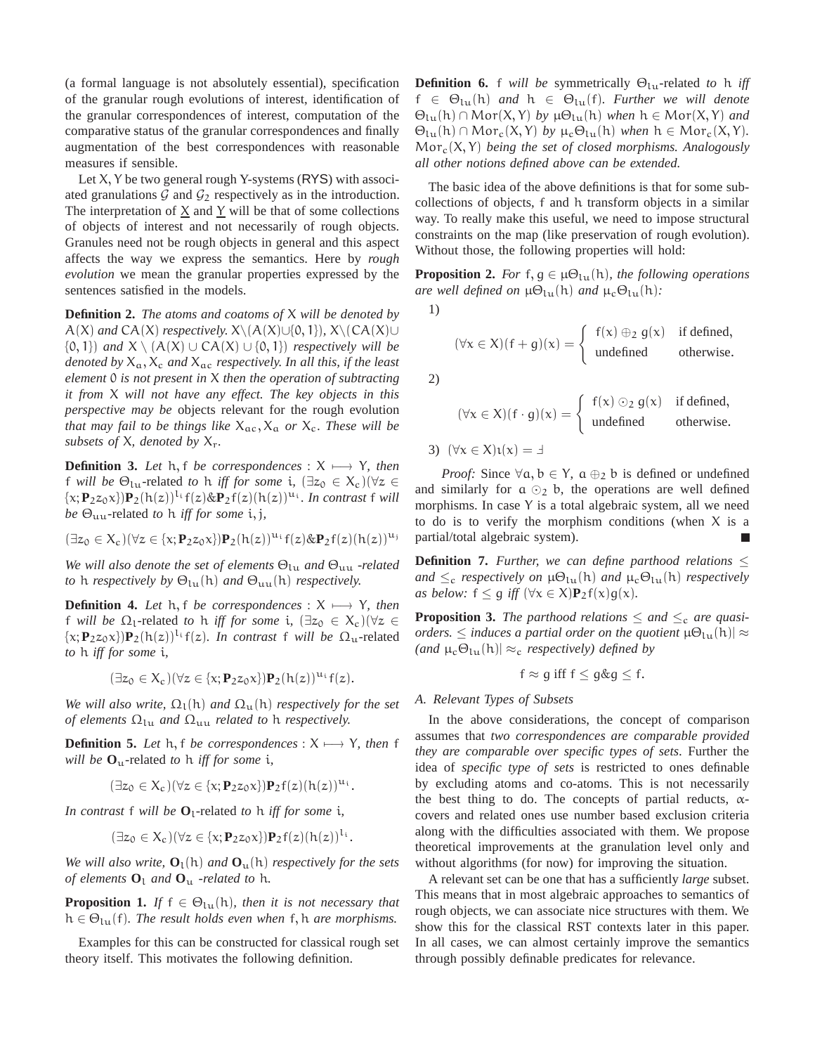(a formal language is not absolutely essential), specification of the granular rough evolutions of interest, identification of the granular correspondences of interest, computation of the comparative status of the granular correspondences and finally augmentation of the best correspondences with reasonable measures if sensible.

Let $X, Y$ be two general rough Y-systems (RYS) with associated granulations $\mathcal{G}$ and $\mathcal{G}_2$ respectively as in the introduction. The interpretation of $\underline{X}$ and $\underline{Y}$ will be that of some collections of objects of interest and not necessarily of rough objects. Granules need not be rough objects in general and this aspect affects the way we express the semantics. Here by *rough evolution* we mean the granular properties expressed by the sentences satisfied in the models.

**Definition 2.** *The atoms and coatoms of* $X$ *will be denoted by* $A(X)$ *and* $CA(X)$ *respectively.* $X \setminus (A(X) \cup \{0, 1\})$, $X \setminus (CA(X) \cup \{0, 1\})$ *and* $X \setminus (A(X) \cup CA(X) \cup \{0, 1\})$ *respectively will be denoted by* $X_a, X_c$ *and* $X_{ac}$ *respectively. In all this, if the least element* $0$ *is not present in* $X$ *then the operation of subtracting it from* $X$ *will not have any effect. The key objects in this perspective may be* objects relevant for the rough evolution *that may fail to be things like* $X_{ac}, X_a$ *or* $X_c$*. These will be subsets of* $X$*, denoted by* $X_r$*.*

**Definition 3.** *Let* $h, f$ *be correspondences* $: X \longmapsto Y$*, then* $f$ *will be* $\Theta_{lu}$-related *to* $h$ *iff for some* $i$, $(\exists z_0 \in X_c)(\forall z \in \{x; \mathbf{P}_2 z_0 x\})\mathbf{P}_2(h(z))^{l_i} f(z) \& \mathbf{P}_2 f(z)(h(z))^{u_i}$*. In contrast* $f$ *will be* $\Theta_{uu}$-related *to* $h$ *iff for some* $i, j$,

$$(\exists z_0 \in X_c)(\forall z \in \{x; \mathbf{P}_2 z_0 x\})\mathbf{P}_2(h(z))^{u_i} f(z) \& \mathbf{P}_2 f(z)(h(z))^{u_j}$$

*We will also denote the set of elements* $\Theta_{lu}$ *and* $\Theta_{uu}$ *-related to* $h$ *respectively by* $\Theta_{lu}(h)$ *and* $\Theta_{uu}(h)$ *respectively.*

**Definition 4.** *Let* $h, f$ *be correspondences* $: X \longmapsto Y$*, then* $f$ *will be* $\Omega_l$-related *to* $h$ *iff for some* $i$, $(\exists z_0 \in X_c)(\forall z \in \{x; \mathbf{P}_2 z_0 x\})\mathbf{P}_2(h(z))^{l_i} f(z)$*. In contrast* $f$ *will be* $\Omega_u$-related *to* $h$ *iff for some* $i$,

$$(\exists z_0 \in X_c)(\forall z \in \{x; \mathbf{P}_2 z_0 x\})\mathbf{P}_2(h(z))^{u_i} f(z).$$

*We will also write,* $\Omega_l(h)$ *and* $\Omega_u(h)$ *respectively for the set of elements* $\Omega_{lu}$ *and* $\Omega_{uu}$ *related to* $h$*.*

**Definition 5.** *Let* $h, f$ *be correspondences* $: X \longmapsto Y$*, then* $f$ *will be* $\mathbf{O}_u$-related *to* $h$ *iff for some* $i$,

$$(\exists z_0 \in X_c)(\forall z \in \{x; \mathbf{P}_2 z_0 x\})\mathbf{P}_2 f(z)(h(z))^{u_i}.$$

*In contrast* $f$ *will be* $\mathbf{O}_l$-related *to* $h$ *iff for some* $i$,

$$(\exists z_0 \in X_c)(\forall z \in \{x; \mathbf{P}_2 z_0 x\})\mathbf{P}_2 f(z)(h(z))^{l_i}.$$

*We will also write,* $\mathbf{O}_l(h)$ *and* $\mathbf{O}_u(h)$ *respectively for the sets of elements* $\mathbf{O}_l$ *and* $\mathbf{O}_u$ *-related to* $h$*.*

**Proposition 1.** *If* $f \in \Theta_{lu}(h)$*, then it is not necessary that* $h \in \Theta_{lu}(f)$*. The result holds even when* $f, h$ *are morphisms.*

Examples for this can be constructed for classical rough set theory itself. This motivates the following definition.

**Definition 6.** $f$ *will be* symmetrically $\Theta_{lu}$-related *to* $h$ *iff* $f \in \Theta_{lu}(h)$ *and* $h \in \Theta_{lu}(f)$*. Further we will denote* $\Theta_{lu}(h) \cap Mor(X, Y)$ *by* $\mu\Theta_{lu}(h)$ *when* $h \in Mor(X, Y)$ *and* $\Theta_{lu}(h) \cap Mor_c(X, Y)$ *by* $\mu_c\Theta_{lu}(h)$ *when* $h \in Mor_c(X, Y)$*.* $Mor_c(X, Y)$ *being the set of closed morphisms. Analogously all other notions defined above can be extended.*

The basic idea of the above definitions is that for some subcollections of objects, $f$ and $h$ transform objects in a similar way. To really make this useful, we need to impose structural constraints on the map (like preservation of rough evolution). Without those, the following properties will hold:

**Proposition 2.** *For* $f, g \in \mu\Theta_{lu}(h)$*, the following operations are well defined on* $\mu\Theta_{lu}(h)$ *and* $\mu_c\Theta_{lu}(h)$*:*

1)
$$(\forall x \in X)(f + g)(x) = \begin{cases} f(x) \oplus_2 g(x) & \text{if defined,} \\ \text{undefined} & \text{otherwise.} \end{cases}$$

2)
$$(\forall x \in X)(f \cdot g)(x) = \begin{cases} f(x) \odot_2 g(x) & \text{if defined,} \\ \text{undefined} & \text{otherwise.} \end{cases}$$

3) $(\forall x \in X)\iota(x) = \bot$

*Proof:* Since $\forall a, b \in Y$, $a \oplus_2 b$ is defined or undefined and similarly for $a \odot_2 b$, the operations are well defined morphisms. In case $Y$ is a total algebraic system, all we need to do is to verify the morphism conditions (when $X$ is a partial/total algebraic system). ■

**Definition 7.** *Further, we can define parthood relations* $\leq$ *and* $\leq_c$ *respectively on* $\mu\Theta_{lu}(h)$ *and* $\mu_c\Theta_{lu}(h)$ *respectively as below:* $f \leq g$ *iff* $(\forall x \in X)\mathbf{P}_2 f(x) g(x)$*.*

**Proposition 3.** *The parthood relations* $\leq$ *and* $\leq_c$ *are quasi-orders.* $\leq$ *induces a partial order on the quotient* $\mu\Theta_{lu}(h)| \approx$ *(and* $\mu_c\Theta_{lu}(h)| \approx_c$ *respectively) defined by*

$$f \approx g \text{ iff } f \leq g \& g \leq f.$$

### A. Relevant Types of Subsets

In the above considerations, the concept of comparison assumes that *two correspondences are comparable provided they are comparable over specific types of sets*. Further the idea of *specific type of sets* is restricted to ones definable by excluding atoms and co-atoms. This is not necessarily the best thing to do. The concepts of partial reducts, $\alpha$-covers and related ones use number based exclusion criteria along with the difficulties associated with them. We propose theoretical improvements at the granulation level only and without algorithms (for now) for improving the situation.

A relevant set can be one that has a sufficiently *large* subset. This means that in most algebraic approaches to semantics of rough objects, we can associate nice structures with them. We show this for the classical RST contexts later in this paper. In all cases, we can almost certainly improve the semantics through possibly definable predicates for relevance.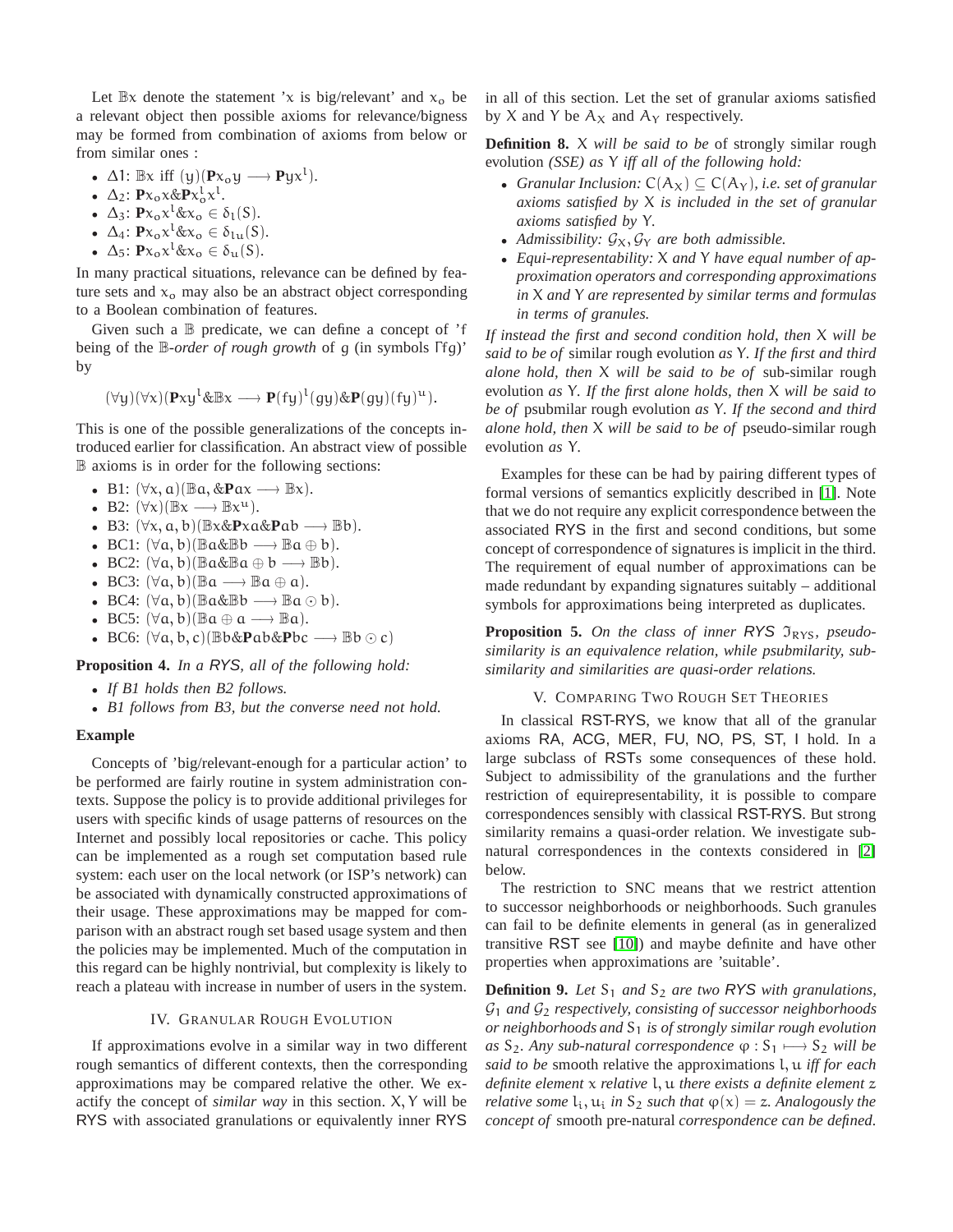Let $\mathbb{B}x$ denote the statement 'x is big/relevant' and $x_o$ be a relevant object then possible axioms for relevance/bigness may be formed from combination of axioms from below or from similar ones :

- $\Delta 1$: $\mathbb{B}x$ iff $(y)(\mathbf{P}x_o y \longrightarrow \mathbf{P}y x^l)$.
- $\Delta_2$: $\mathbf{P}x_o x \& \mathbf{P}x_o^l x^l$.
- $\Delta_3$: $\mathbf{P}x_o x^l \& x_o \in \delta_l(S)$.
- $\Delta_4$: $\mathbf{P}x_o x^l \& x_o \in \delta_{lu}(S)$.
- $\Delta_5$: $\mathbf{P}x_o x^l \& x_o \in \delta_u(S)$.

In many practical situations, relevance can be defined by feature sets and $x_o$ may also be an abstract object corresponding to a Boolean combination of features.

Given such a $\mathbb{B}$ predicate, we can define a concept of 'f being of the $\mathbb{B}$-*order of rough growth* of g (in symbols $\Gamma fg$)' by

$$(\forall y)(\forall x)(\mathbf{P}xy^l \& \mathbb{B}x \longrightarrow \mathbf{P}(fy)^l(gy) \& \mathbf{P}(gy)(fy)^u).$$

This is one of the possible generalizations of the concepts introduced earlier for classification. An abstract view of possible $\mathbb{B}$ axioms is in order for the following sections:

- B1: $(\forall x, a)(\mathbb{B}a, \& \mathbf{P}ax \longrightarrow \mathbb{B}x)$.
- B2: $(\forall x)(\mathbb{B}x \longrightarrow \mathbb{B}x^u)$.
- B3: $(\forall x, a, b)(\mathbb{B}x \& \mathbf{P}xa \& \mathbf{P}ab \longrightarrow \mathbb{B}b)$.
- BC1: $(\forall a, b)(\mathbb{B}a \& \mathbb{B}b \longrightarrow \mathbb{B}a \oplus b)$.
- BC2: $(\forall a, b)(\mathbb{B}a \& \mathbb{B}a \oplus b \longrightarrow \mathbb{B}b)$.
- BC3: $(\forall a, b)(\mathbb{B}a \longrightarrow \mathbb{B}a \oplus a)$.
- BC4: $(\forall a, b)(\mathbb{B}a \& \mathbb{B}b \longrightarrow \mathbb{B}a \odot b)$.
- BC5: $(\forall a, b)(\mathbb{B}a \oplus a \longrightarrow \mathbb{B}a)$.
- BC6: $(\forall a, b, c)(\mathbb{B}b \& \mathbf{P}ab \& \mathbf{P}bc \longrightarrow \mathbb{B}b \odot c)$

**Proposition 4.** *In a RYS, all of the following hold:*

- *If B1 holds then B2 follows.*
- *B1 follows from B3, but the converse need not hold.*

**Example**

Concepts of 'big/relevant-enough for a particular action' to be performed are fairly routine in system administration contexts. Suppose the policy is to provide additional privileges for users with specific kinds of usage patterns of resources on the Internet and possibly local repositories or cache. This policy can be implemented as a rough set computation based rule system: each user on the local network (or ISP's network) can be associated with dynamically constructed approximations of their usage. These approximations may be mapped for comparison with an abstract rough set based usage system and then the policies may be implemented. Much of the computation in this regard can be highly nontrivial, but complexity is likely to reach a plateau with increase in number of users in the system.

## IV. Granular Rough Evolution

If approximations evolve in a similar way in two different rough semantics of different contexts, then the corresponding approximations may be compared relative the other. We exactify the concept of *similar way* in this section. $X, Y$ will be RYS with associated granulations or equivalently inner RYS in all of this section. Let the set of granular axioms satisfied by $X$ and $Y$ be $A_X$ and $A_Y$ respectively.

**Definition 8.** $X$ *will be said to be of* strongly similar rough evolution *(SSE) as* $Y$ *iff all of the following hold:*

- *Granular Inclusion:* $C(A_X) \subseteq C(A_Y)$*, i.e. set of granular axioms satisfied by* $X$ *is included in the set of granular axioms satisfied by* $Y$*.*
- *Admissibility:* $\mathcal{G}_X, \mathcal{G}_Y$ *are both admissible.*
- *Equi-representability:* $X$ *and* $Y$ *have equal number of approximation operators and corresponding approximations in* $X$ *and* $Y$ *are represented by similar terms and formulas in terms of granules.*

*If instead the first and second condition hold, then* $X$ *will be said to be of* similar rough evolution *as* $Y$*. If the first and third alone hold, then* $X$ *will be said to be of* sub-similar rough evolution *as* $Y$*. If the first alone holds, then* $X$ *will be said to be of* psubmilar rough evolution *as* $Y$*. If the second and third alone hold, then* $X$ *will be said to be of* pseudo-similar rough evolution *as* $Y$*.*

Examples for these can be had by pairing different types of formal versions of semantics explicitly described in [1]. Note that we do not require any explicit correspondence between the associated RYS in the first and second conditions, but some concept of correspondence of signatures is implicit in the third. The requirement of equal number of approximations can be made redundant by expanding signatures suitably – additional symbols for approximations being interpreted as duplicates.

**Proposition 5.** *On the class of inner RYS* $\mathfrak{I}_{RYS}$*, pseudo-similarity is an equivalence relation, while psubmilarity, sub-similarity and similarities are quasi-order relations.*

## V. Comparing Two Rough Set Theories

In classical RST-RYS, we know that all of the granular axioms RA, ACG, MER, FU, NO, PS, ST, I hold. In a large subclass of RSTs some consequences of these hold. Subject to admissibility of the granulations and the further restriction of equirepresentability, it is possible to compare correspondences sensibly with classical RST-RYS. But strong similarity remains a quasi-order relation. We investigate sub-natural correspondences in the contexts considered in [2] below.

The restriction to SNC means that we restrict attention to successor neighborhoods or neighborhoods. Such granules can fail to be definite elements in general (as in generalized transitive RST see [10]) and maybe definite and have other properties when approximations are 'suitable'.

**Definition 9.** *Let* $S_1$ *and* $S_2$ *are two RYS with granulations,* $\mathcal{G}_1$ *and* $\mathcal{G}_2$ *respectively, consisting of successor neighborhoods or neighborhoods and* $S_1$ *is of strongly similar rough evolution as* $S_2$*. Any sub-natural correspondence* $\varphi : S_1 \longmapsto S_2$ *will be said to be* smooth relative the approximations $l, u$ *iff for each definite element* $x$ *relative* $l, u$ *there exists a definite element* $z$ *relative some* $l_i, u_i$ *in* $S_2$ *such that* $\varphi(x) = z$*. Analogously the concept of* smooth pre-natural *correspondence can be defined.*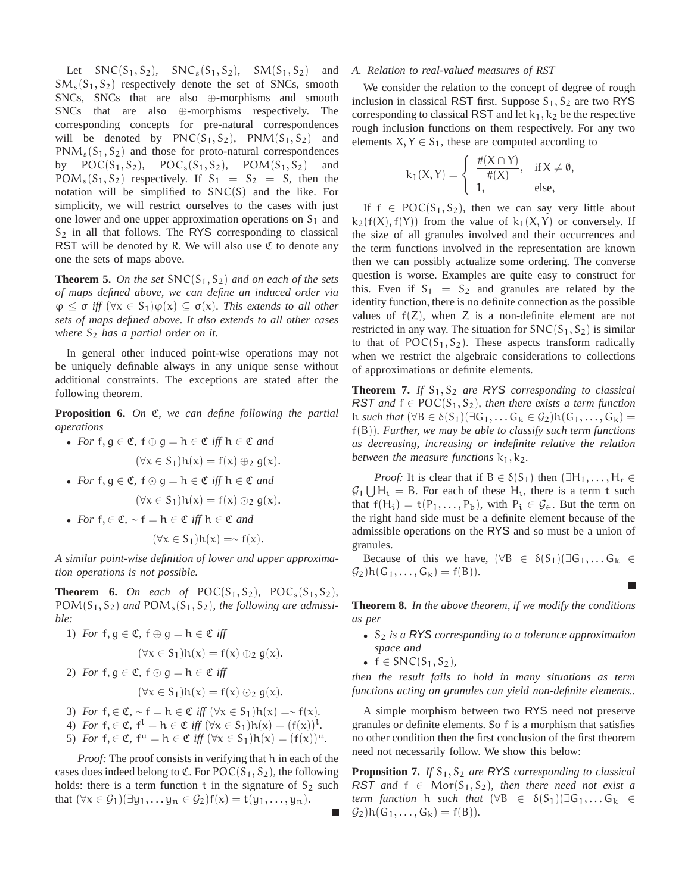Let $SNC(S_1, S_2)$, $SNC_s(S_1, S_2)$, $SM(S_1, S_2)$ and $SM_s(S_1, S_2)$ respectively denote the set of SNCs, smooth SNCs, SNCs that are also $\oplus$-morphisms and smooth SNCs that are also $\oplus$-morphisms respectively. The corresponding concepts for pre-natural correspondences will be denoted by $PNC(S_1, S_2)$, $PNM(S_1, S_2)$ and $PNM_s(S_1, S_2)$ and those for proto-natural correspondences by $POC(S_1, S_2)$, $POC_s(S_1, S_2)$, $POM(S_1, S_2)$ and $POM_s(S_1, S_2)$ respectively. If $S_1 = S_2 = S$, then the notation will be simplified to $SNC(S)$ and the like. For simplicity, we will restrict ourselves to the cases with just one lower and one upper approximation operations on $S_1$ and $S_2$ in all that follows. The RYS corresponding to classical RST will be denoted by $\mathbb{R}$. We will also use $\mathfrak{C}$ to denote any one the sets of maps above.

**Theorem 5.** *On the set $SNC(S_1, S_2)$ and on each of the sets of maps defined above, we can define an induced order via $\varphi \leq \sigma$ iff $(\forall x \in S_1)\varphi(x) \subseteq \sigma(x)$. This extends to all other sets of maps defined above. It also extends to all other cases where $S_2$ has a partial order on it.*

In general other induced point-wise operations may not be uniquely definable always in any unique sense without additional constraints. The exceptions are stated after the following theorem.

**Proposition 6.** *On $\mathfrak{C}$, we can define following the partial operations*

- *For $f, g \in \mathfrak{C}$, $f \oplus g = h \in \mathfrak{C}$ iff $h \in \mathfrak{C}$ and*
$$(\forall x \in S_1)h(x) = f(x) \oplus_2 g(x).$$
- *For $f, g \in \mathfrak{C}$, $f \odot g = h \in \mathfrak{C}$ iff $h \in \mathfrak{C}$ and*
$$(\forall x \in S_1)h(x) = f(x) \odot_2 g(x).$$
- *For $f, \in \mathfrak{C}$, $\sim f = h \in \mathfrak{C}$ iff $h \in \mathfrak{C}$ and*
$$(\forall x \in S_1)h(x) = \sim f(x).$$

*A similar point-wise definition of lower and upper approximation operations is not possible.*

**Theorem 6.** *On each of $POC(S_1, S_2)$, $POC_s(S_1, S_2)$, $POM(S_1, S_2)$ and $POM_s(S_1, S_2)$, the following are admissible:*

1) *For $f, g \in \mathfrak{C}$, $f \oplus g = h \in \mathfrak{C}$ iff*
$$(\forall x \in S_1)h(x) = f(x) \oplus_2 g(x).$$
2) *For $f, g \in \mathfrak{C}$, $f \odot g = h \in \mathfrak{C}$ iff*
$$(\forall x \in S_1)h(x) = f(x) \odot_2 g(x).$$
3) *For $f, \in \mathfrak{C}$, $\sim f = h \in \mathfrak{C}$ iff $(\forall x \in S_1)h(x) = \sim f(x)$.*
4) *For $f, \in \mathfrak{C}$, $f^l = h \in \mathfrak{C}$ iff $(\forall x \in S_1)h(x) = (f(x))^l$.*
5) *For $f, \in \mathfrak{C}$, $f^u = h \in \mathfrak{C}$ iff $(\forall x \in S_1)h(x) = (f(x))^u$.*

*Proof:* The proof consists in verifying that $h$ in each of the cases does indeed belong to $\mathfrak{C}$. For $POC(S_1, S_2)$, the following holds: there is a term function $t$ in the signature of $S_2$ such that $(\forall x \in \mathcal{G}_1)(\exists y_1, \ldots y_n \in \mathcal{G}_2) f(x) = t(y_1, \ldots, y_n)$. ∎

### A. Relation to real-valued measures of RST

We consider the relation to the concept of degree of rough inclusion in classical RST first. Suppose $S_1, S_2$ are two RYS corresponding to classical RST and let $k_1, k_2$ be the respective rough inclusion functions on them respectively. For any two elements $X, Y \in S_1$, these are computed according to

$$k_1(X, Y) = \begin{cases} \dfrac{\#(X \cap Y)}{\#(X)}, & \text{if } X \neq \emptyset, \\ 1, & \text{else,} \end{cases}$$

If $f \in POC(S_1, S_2)$, then we can say very little about $k_2(f(X), f(Y))$ from the value of $k_1(X, Y)$ or conversely. If the size of all granules involved and their occurrences and the term functions involved in the representation are known then we can possibly actualize some ordering. The converse question is worse. Examples are quite easy to construct for this. Even if $S_1 = S_2$ and granules are related by the identity function, there is no definite connection as the possible values of $f(Z)$, when $Z$ is a non-definite element are not restricted in any way. The situation for $SNC(S_1, S_2)$ is similar to that of $POC(S_1, S_2)$. These aspects transform radically when we restrict the algebraic considerations to collections of approximations or definite elements.

**Theorem 7.** *If $S_1, S_2$ are RYS corresponding to classical RST and $f \in POC(S_1, S_2)$, then there exists a term function $h$ such that $(\forall B \in \delta(S_1)(\exists G_1, \ldots G_k \in \mathcal{G}_2) h(G_1, \ldots, G_k) = f(B))$. Further, we may be able to classify such term functions as decreasing, increasing or indefinite relative the relation between the measure functions $k_1, k_2$.*

*Proof:* It is clear that if $B \in \delta(S_1)$ then $(\exists H_1, \ldots, H_r \in \mathcal{G}_1 \bigcup H_i = B$. For each of these $H_i$, there is a term $t$ such that $f(H_i) = t(P_1, \ldots, P_b)$, with $P_i \in \mathcal{G}_{\in}$. But the term on the right hand side must be a definite element because of the admissible operations on the RYS and so must be a union of granules.

Because of this we have, $(\forall B \in \delta(S_1)(\exists G_1, \ldots G_k \in \mathcal{G}_2) h(G_1, \ldots, G_k) = f(B))$. ∎

**Theorem 8.** *In the above theorem, if we modify the conditions as per*

- *$S_2$ is a RYS corresponding to a tolerance approximation space and*
- *$f \in SNC(S_1, S_2)$,*

*then the result fails to hold in many situations as term functions acting on granules can yield non-definite elements..*

A simple morphism between two RYS need not preserve granules or definite elements. So $f$ is a morphism that satisfies no other condition then the first conclusion of the first theorem need not necessarily follow. We show this below:

**Proposition 7.** *If $S_1, S_2$ are RYS corresponding to classical RST and $f \in Mor(S_1, S_2)$, then there need not exist a term function $h$ such that $(\forall B \in \delta(S_1)(\exists G_1, \ldots G_k \in \mathcal{G}_2) h(G_1, \ldots, G_k) = f(B))$.*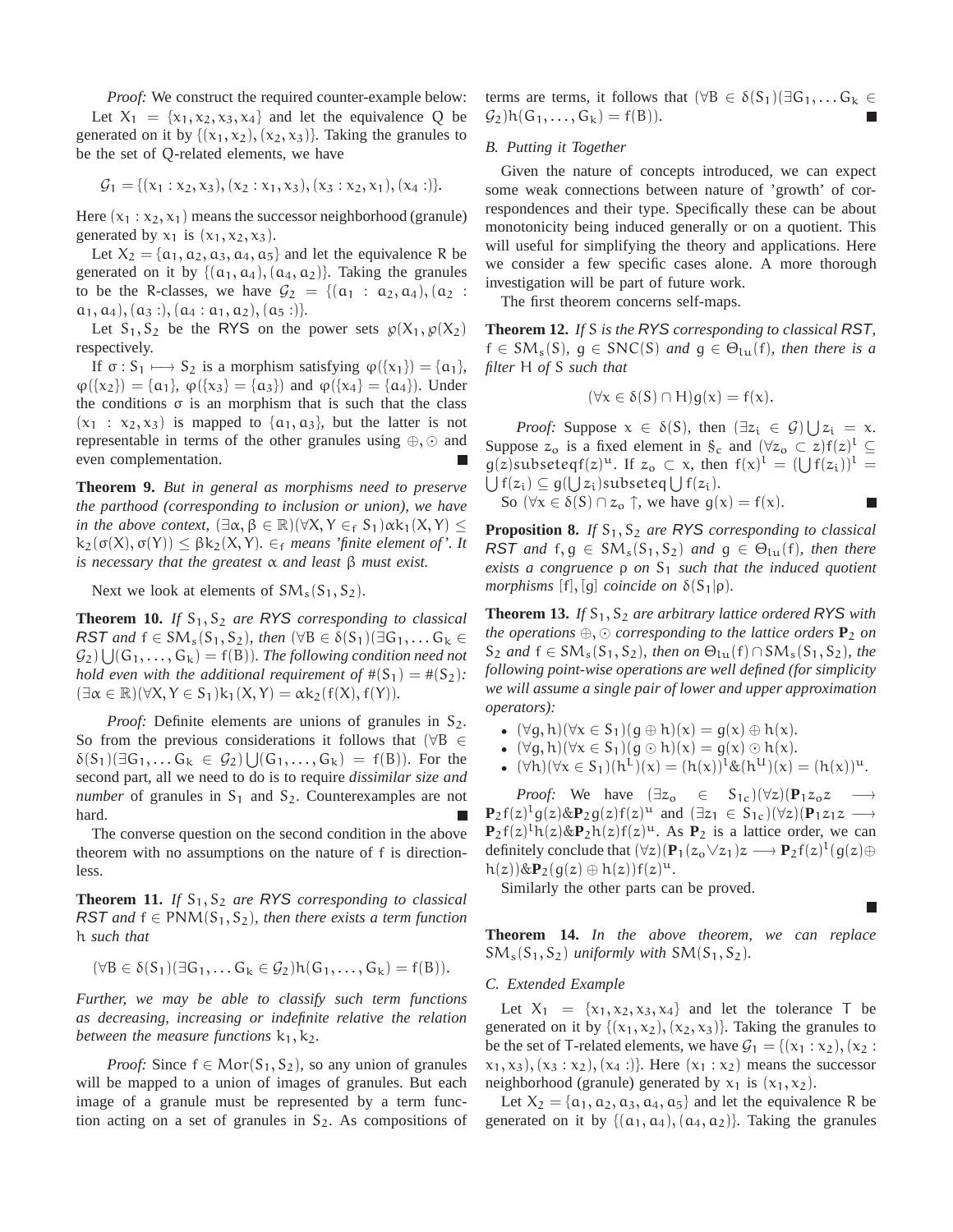*Proof:* We construct the required counter-example below: Let $X_1 = \{x_1, x_2, x_3, x_4\}$ and let the equivalence Q be generated on it by $\{(x_1, x_2), (x_2, x_3)\}$. Taking the granules to be the set of Q-related elements, we have

$$\mathcal{G}_1 = \{(x_1 : x_2, x_3), (x_2 : x_1, x_3), (x_3 : x_2, x_1), (x_4 :)\}.$$

Here $(x_1 : x_2, x_1)$ means the successor neighborhood (granule) generated by $x_1$ is $(x_1, x_2, x_3)$.

Let $X_2 = \{a_1, a_2, a_3, a_4, a_5\}$ and let the equivalence R be generated on it by $\{(a_1, a_4), (a_4, a_2)\}$. Taking the granules to be the R-classes, we have $\mathcal{G}_2 = \{(a_1 : a_2, a_4), (a_2 : a_1, a_4), (a_3 :), (a_4 : a_1, a_2), (a_5 :)\}$.

Let $S_1, S_2$ be the RYS on the power sets $\wp(X_1, \wp(X_2)$ respectively.

If $\sigma : S_1 \longmapsto S_2$ is a morphism satisfying $\varphi(\{x_1\}) = \{a_1\}$, $\varphi(\{x_2\}) = \{a_1\}$, $\varphi(\{x_3\} = \{a_3\})$ and $\varphi(\{x_4\} = \{a_4\})$. Under the conditions $\sigma$ is an morphism that is such that the class $(x_1 : x_2, x_3)$ is mapped to $\{a_1, a_3\}$, but the latter is not representable in terms of the other granules using $\oplus, \odot$ and even complementation. ∎

**Theorem 9.** *But in general as morphisms need to preserve the parthood (corresponding to inclusion or union), we have in the above context,* $(\exists \alpha, \beta \in \mathbb{R})(\forall X, Y \in_f S_1)\alpha k_1(X, Y) \leq k_2(\sigma(X), \sigma(Y)) \leq \beta k_2(X, Y)$. $\in_f$ *means 'finite element of'. It is necessary that the greatest* $\alpha$ *and least* $\beta$ *must exist.*

Next we look at elements of $SM_s(S_1, S_2)$.

**Theorem 10.** *If* $S_1, S_2$ *are RYS corresponding to classical RST and* $f \in SM_s(S_1, S_2)$, *then* $(\forall B \in \delta(S_1)(\exists G_1, \ldots G_k \in \mathcal{G}_2) \bigcup(G_1, \ldots, G_k) = f(B))$. *The following condition need not hold even with the additional requirement of* $\#(S_1) = \#(S_2)$: $(\exists \alpha \in \mathbb{R})(\forall X, Y \in S_1)k_1(X, Y) = \alpha k_2(f(X), f(Y))$.

*Proof:* Definite elements are unions of granules in $S_2$. So from the previous considerations it follows that $(\forall B \in \delta(S_1)(\exists G_1, \ldots G_k \in \mathcal{G}_2) \bigcup(G_1, \ldots, G_k) = f(B))$. For the second part, all we need to do is to require *dissimilar size and number* of granules in $S_1$ and $S_2$. Counterexamples are not hard. ∎

The converse question on the second condition in the above theorem with no assumptions on the nature of f is directionless.

**Theorem 11.** *If* $S_1, S_2$ *are RYS corresponding to classical RST and* $f \in PNM(S_1, S_2)$, *then there exists a term function* h *such that*

$$(\forall B \in \delta(S_1)(\exists G_1, \ldots G_k \in \mathcal{G}_2)h(G_1, \ldots, G_k) = f(B)).$$

*Further, we may be able to classify such term functions as decreasing, increasing or indefinite relative the relation between the measure functions* $k_1, k_2$.

*Proof:* Since $f \in Mor(S_1, S_2)$, so any union of granules will be mapped to a union of images of granules. But each image of a granule must be represented by a term function acting on a set of granules in $S_2$. As compositions of terms are terms, it follows that $(\forall B \in \delta(S_1)(\exists G_1, \ldots G_k \in \mathcal{G}_2)h(G_1, \ldots, G_k) = f(B))$. ∎

### B. Putting it Together

Given the nature of concepts introduced, we can expect some weak connections between nature of 'growth' of correspondences and their type. Specifically these can be about monotonicity being induced generally or on a quotient. This will useful for simplifying the theory and applications. Here we consider a few specific cases alone. A more thorough investigation will be part of future work.

The first theorem concerns self-maps.

**Theorem 12.** *If S is the RYS corresponding to classical RST,* $f \in SM_s(S)$, $g \in SNC(S)$ *and* $g \in \Theta_{lu}(f)$, *then there is a filter* H *of* S *such that*

$$(\forall x \in \delta(S) \cap H)g(x) = f(x).$$

*Proof:* Suppose $x \in \delta(S)$, then $(\exists z_i \in \mathcal{G}) \bigcup z_i = x$. Suppose $z_o$ is a fixed element in $\S_c$ and $(\forall z_o \subset z)f(z)^l \subseteq g(z)subseteqf(z)^u$. If $z_o \subset x$, then $f(x)^l = (\bigcup f(z_i))^l = \bigcup f(z_i) \subseteq g(\bigcup z_i)subseteq \bigcup f(z_i)$.

So $(\forall x \in \delta(S) \cap z_o \uparrow$, we have $g(x) = f(x)$. ∎

**Proposition 8.** *If* $S_1, S_2$ *are RYS corresponding to classical RST and* $f, g \in SM_s(S_1, S_2)$ *and* $g \in \Theta_{lu}(f)$, *then there exists a congruence* $\rho$ *on* $S_1$ *such that the induced quotient morphisms* $[f], [g]$ *coincide on* $\delta(S_1|\rho)$.

**Theorem 13.** *If* $S_1, S_2$ *are arbitrary lattice ordered RYS with the operations* $\oplus, \odot$ *corresponding to the lattice orders* $\mathbf{P}_2$ *on* $S_2$ *and* $f \in SM_s(S_1, S_2)$, *then on* $\Theta_{lu}(f) \cap SM_s(S_1, S_2)$, *the following point-wise operations are well defined (for simplicity we will assume a single pair of lower and upper approximation operators):*

- $(\forall g, h)(\forall x \in S_1)(g \oplus h)(x) = g(x) \oplus h(x)$.
- $(\forall g, h)(\forall x \in S_1)(g \odot h)(x) = g(x) \odot h(x)$.
- $(\forall h)(\forall x \in S_1)(h^L)(x) = (h(x))^l \& (h^U)(x) = (h(x))^u$.

*Proof:* We have $(\exists z_o \in S_{1c})(\forall z)(\mathbf{P}_1 z_o z \longrightarrow \mathbf{P}_2 f(z)^l g(z) \& \mathbf{P}_2 g(z) f(z)^u$ and $(\exists z_1 \in S_{1c})(\forall z)(\mathbf{P}_1 z_1 z \longrightarrow \mathbf{P}_2 f(z)^l h(z) \& \mathbf{P}_2 h(z) f(z)^u$. As $\mathbf{P}_2$ is a lattice order, we can definitely conclude that $(\forall z)(\mathbf{P}_1(z_o \vee z_1)z \longrightarrow \mathbf{P}_2 f(z)^l (g(z) \oplus h(z)) \& \mathbf{P}_2(g(z) \oplus h(z)) f(z)^u$.

Similarly the other parts can be proved. ∎

**Theorem 14.** *In the above theorem, we can replace* $SM_s(S_1, S_2)$ *uniformly with* $SM(S_1, S_2)$.

### C. Extended Example

Let $X_1 = \{x_1, x_2, x_3, x_4\}$ and let the tolerance T be generated on it by $\{(x_1, x_2), (x_2, x_3)\}$. Taking the granules to be the set of T-related elements, we have $\mathcal{G}_1 = \{(x_1 : x_2), (x_2 : x_1, x_3), (x_3 : x_2), (x_4 :)\}$. Here $(x_1 : x_2)$ means the successor neighborhood (granule) generated by $x_1$ is $(x_1, x_2)$.

Let $X_2 = \{a_1, a_2, a_3, a_4, a_5\}$ and let the equivalence R be generated on it by $\{(a_1, a_4), (a_4, a_2)\}$. Taking the granules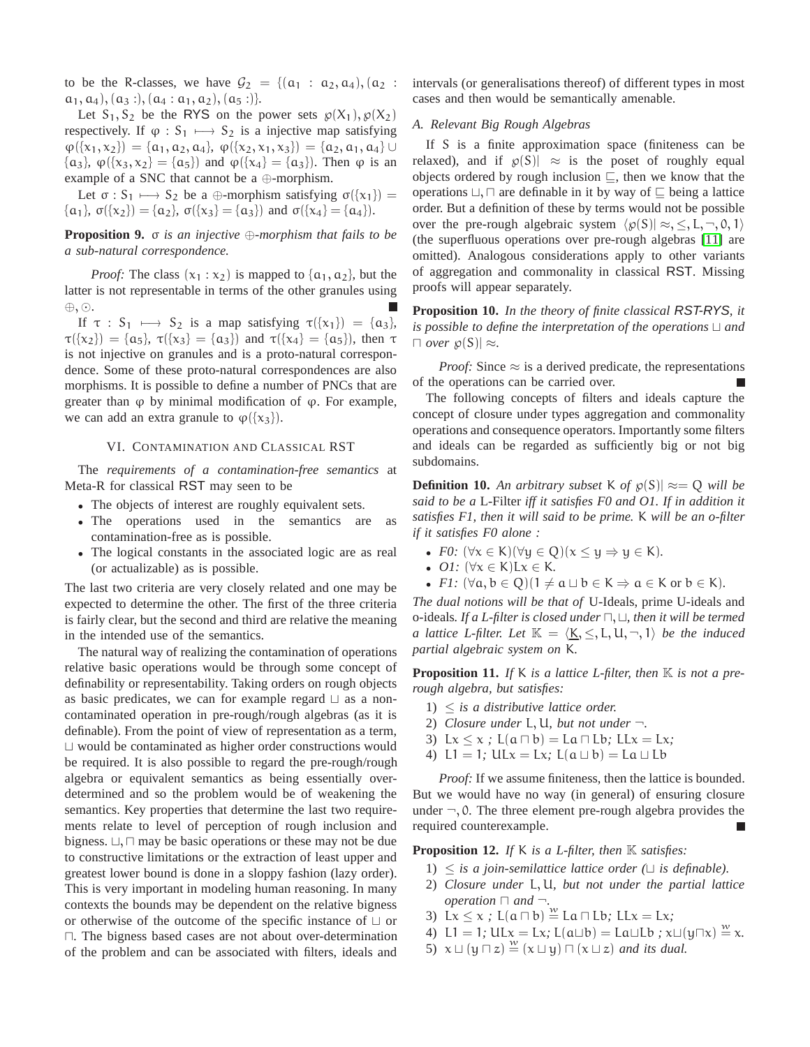to be the R-classes, we have $\mathcal{G}_2 = \{(a_1 : a_2, a_4), (a_2 : a_1, a_4), (a_3 :), (a_4 : a_1, a_2), (a_5 :)\}$.

Let $S_1, S_2$ be the RYS on the power sets $\wp(X_1), \wp(X_2)$ respectively. If $\varphi : S_1 \longmapsto S_2$ is a injective map satisfying $\varphi(\{x_1, x_2\}) = \{a_1, a_2, a_4\}$, $\varphi(\{x_2, x_1, x_3\}) = \{a_2, a_1, a_4\} \cup \{a_3\}$, $\varphi(\{x_3, x_2\} = \{a_5\})$ and $\varphi(\{x_4\} = \{a_3\})$. Then $\varphi$ is an example of a SNC that cannot be a $\oplus$-morphism.

Let $\sigma : S_1 \longmapsto S_2$ be a $\oplus$-morphism satisfying $\sigma(\{x_1\}) = \{a_1\}$, $\sigma(\{x_2\}) = \{a_2\}$, $\sigma(\{x_3\} = \{a_3\})$ and $\sigma(\{x_4\} = \{a_4\})$.

**Proposition 9.** *$\sigma$ is an injective $\oplus$-morphism that fails to be a sub-natural correspondence.*

*Proof:* The class $(x_1 : x_2)$ is mapped to $\{a_1, a_2\}$, but the latter is not representable in terms of the other granules using $\oplus, \odot$. ∎

If $\tau : S_1 \longmapsto S_2$ is a map satisfying $\tau(\{x_1\}) = \{a_3\}$, $\tau(\{x_2\}) = \{a_5\}$, $\tau(\{x_3\} = \{a_3\})$ and $\tau(\{x_4\} = \{a_5\})$, then $\tau$ is not injective on granules and is a proto-natural correspondence. Some of these proto-natural correspondences are also morphisms. It is possible to define a number of PNCs that are greater than $\varphi$ by minimal modification of $\varphi$. For example, we can add an extra granule to $\varphi(\{x_3\})$.

## VI. Contamination and Classical RST

The *requirements of a contamination-free semantics* at Meta-R for classical RST may seen to be

- The objects of interest are roughly equivalent sets.
- The operations used in the semantics are as contamination-free as is possible.
- The logical constants in the associated logic are as real (or actualizable) as is possible.

The last two criteria are very closely related and one may be expected to determine the other. The first of the three criteria is fairly clear, but the second and third are relative the meaning in the intended use of the semantics.

The natural way of realizing the contamination of operations relative basic operations would be through some concept of definability or representability. Taking orders on rough objects as basic predicates, we can for example regard $\sqcup$ as a non-contaminated operation in pre-rough/rough algebras (as it is definable). From the point of view of representation as a term, $\sqcup$ would be contaminated as higher order constructions would be required. It is also possible to regard the pre-rough/rough algebra or equivalent semantics as being essentially over-determined and so the problem would be of weakening the semantics. Key properties that determine the last two requirements relate to level of perception of rough inclusion and bigness. $\sqcup, \sqcap$ may be basic operations or these may not be due to constructive limitations or the extraction of least upper and greatest lower bound is done in a sloppy fashion (lazy order). This is very important in modeling human reasoning. In many contexts the bounds may be dependent on the relative bigness or otherwise of the outcome of the specific instance of $\sqcup$ or $\sqcap$. The bigness based cases are not about over-determination of the problem and can be associated with filters, ideals and intervals (or generalisations thereof) of different types in most cases and then would be semantically amenable.

### A. Relevant Big Rough Algebras

If $S$ is a finite approximation space (finiteness can be relaxed), and if $\wp(S)| \approx$ is the poset of roughly equal objects ordered by rough inclusion $\sqsubseteq$, then we know that the operations $\sqcup, \sqcap$ are definable in it by way of $\sqsubseteq$ being a lattice order. But a definition of these by terms would not be possible over the pre-rough algebraic system $\langle \wp(S)| \approx, \leq, L, \neg, 0, 1 \rangle$ (the superfluous operations over pre-rough algebras [11] are omitted). Analogous considerations apply to other variants of aggregation and commonality in classical RST. Missing proofs will appear separately.

**Proposition 10.** *In the theory of finite classical RST-RYS, it is possible to define the interpretation of the operations $\sqcup$ and $\sqcap$ over $\wp(S)| \approx$.*

*Proof:* Since $\approx$ is a derived predicate, the representations of the operations can be carried over. ∎

The following concepts of filters and ideals capture the concept of closure under types aggregation and commonality operations and consequence operators. Importantly some filters and ideals can be regarded as sufficiently big or not big subdomains.

**Definition 10.** *An arbitrary subset $K$ of $\wp(S)| \approx = Q$ will be said to be a* L-Filter *iff it satisfies F0 and O1. If in addition it satisfies F1, then it will said to be prime. $K$ will be an o-filter if it satisfies F0 alone :*

- *F0: $(\forall x \in K)(\forall y \in Q)(x \leq y \Rightarrow y \in K)$.*
- *O1: $(\forall x \in K) Lx \in K$.*
- *F1: $(\forall a, b \in Q)(1 \neq a \sqcup b \in K \Rightarrow a \in K$ or $b \in K)$.*

*The dual notions will be that of* U-Ideals, prime U-ideals and o-ideals. *If a L-filter is closed under $\sqcap, \sqcup$, then it will be termed a lattice L-filter. Let $\mathbb{K} = \langle \underline{K}, \leq, L, U, \neg, 1 \rangle$ be the induced partial algebraic system on $K$.*

**Proposition 11.** *If $K$ is a lattice L-filter, then $\mathbb{K}$ is not a pre-rough algebra, but satisfies:*

1) *$\leq$ is a distributive lattice order.*
2) *Closure under $L, U$, but not under $\neg$.*
3) *$Lx \leq x$ ; $L(a \sqcap b) = La \sqcap Lb$; $LLx = Lx$;*
4) *$L1 = 1$; $ULx = Lx$; $L(a \sqcup b) = La \sqcup Lb$*

*Proof:* If we assume finiteness, then the lattice is bounded. But we would have no way (in general) of ensuring closure under $\neg, 0$. The three element pre-rough algebra provides the required counterexample. ∎

**Proposition 12.** *If $K$ is a L-filter, then $\mathbb{K}$ satisfies:*

1) *$\leq$ is a join-semilattice lattice order ($\sqcup$ is definable).*
2) *Closure under $L, U$, but not under the partial lattice operation $\sqcap$ and $\neg$.*
3) *$Lx \leq x$ ; $L(a \sqcap b) \stackrel{w}{=} La \sqcap Lb$; $LLx = Lx$;*
4) *$L1 = 1$; $ULx = Lx$; $L(a \sqcup b) = La \sqcup Lb$ ; $x \sqcup (y \sqcap x) \stackrel{w}{=} x$.*
5) *$x \sqcup (y \sqcap z) \stackrel{w}{=} (x \sqcup y) \sqcap (x \sqcup z)$ and its dual.*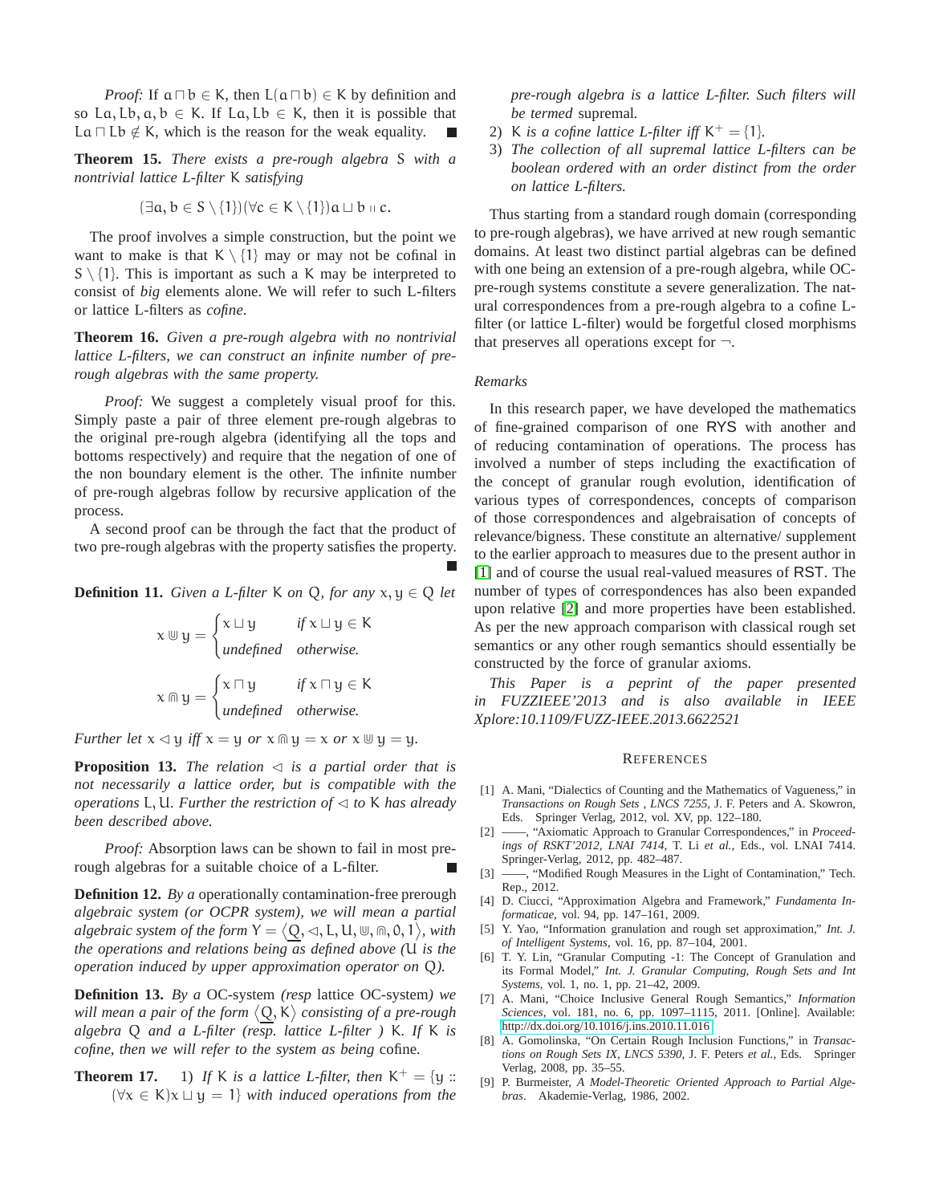*Proof:* If $a \sqcap b \in K$, then $L(a \sqcap b) \in K$ by definition and so $La, Lb, a, b \in K$. If $La, Lb \in K$, then it is possible that $La \sqcap Lb \notin K$, which is the reason for the weak equality. ■

**Theorem 15.** *There exists a pre-rough algebra $S$ with a nontrivial lattice L-filter $K$ satisfying*

$$(\exists a, b \in S \setminus \{1\})(\forall c \in K \setminus \{1\}) a \sqcup b \parallel c.$$

The proof involves a simple construction, but the point we want to make is that $K \setminus \{1\}$ may or may not be cofinal in $S \setminus \{1\}$. This is important as such a $K$ may be interpreted to consist of *big* elements alone. We will refer to such L-filters or lattice L-filters as *cofine*.

**Theorem 16.** *Given a pre-rough algebra with no nontrivial lattice L-filters, we can construct an infinite number of pre-rough algebras with the same property.*

*Proof:* We suggest a completely visual proof for this. Simply paste a pair of three element pre-rough algebras to the original pre-rough algebra (identifying all the tops and bottoms respectively) and require that the negation of one of the non boundary element is the other. The infinite number of pre-rough algebras follow by recursive application of the process.

A second proof can be through the fact that the product of two pre-rough algebras with the property satisfies the property. ■

**Definition 11.** *Given a L-filter $K$ on $Q$, for any $x, y \in Q$ let*

$$x \Cup y = \begin{cases} x \sqcup y & \textit{if } x \sqcup y \in K \\ \textit{undefined} & \textit{otherwise.} \end{cases}$$

$$x \Cap y = \begin{cases} x \sqcap y & \textit{if } x \sqcap y \in K \\ \textit{undefined} & \textit{otherwise.} \end{cases}$$

*Further let $x \lhd y$ iff $x = y$ or $x \Cap y = x$ or $x \Cup y = y$.*

**Proposition 13.** *The relation $\lhd$ is a partial order that is not necessarily a lattice order, but is compatible with the operations $L, U$. Further the restriction of $\lhd$ to $K$ has already been described above.*

*Proof:* Absorption laws can be shown to fail in most pre-rough algebras for a suitable choice of a L-filter. ■

**Definition 12.** *By a* operationally contamination-free prerough algebraic system *(or OCPR system), we will mean a partial algebraic system of the form $Y = \langle \underline{Q}, \lhd, L, U, \Cup, \Cap, 0, 1 \rangle$, with the operations and relations being as defined above ($U$ is the operation induced by upper approximation operator on $Q$).*

**Definition 13.** *By a* OC-system *(resp* lattice OC-system*) we will mean a pair of the form $\langle \underline{Q}, K \rangle$ consisting of a pre-rough algebra $Q$ and a L-filter (resp. lattice L-filter ) $K$. If $K$ is cofine, then we will refer to the system as being* cofine*.*

**Theorem 17.**
1) *If $K$ is a lattice L-filter, then $K^+ = \{y :: (\forall x \in K) x \sqcup y = 1\}$ with induced operations from the pre-rough algebra is a lattice L-filter. Such filters will be termed* supremal*.*
2) *$K$ is a cofine lattice L-filter iff $K^+ = \{1\}$.*
3) *The collection of all supremal lattice L-filters can be boolean ordered with an order distinct from the order on lattice L-filters.*

Thus starting from a standard rough domain (corresponding to pre-rough algebras), we have arrived at new rough semantic domains. At least two distinct partial algebras can be defined with one being an extension of a pre-rough algebra, while OC-pre-rough systems constitute a severe generalization. The natural correspondences from a pre-rough algebra to a cofine L-filter (or lattice L-filter) would be forgetful closed morphisms that preserves all operations except for $\neg$.

*Remarks*

In this research paper, we have developed the mathematics of fine-grained comparison of one RYS with another and of reducing contamination of operations. The process has involved a number of steps including the exactification of the concept of granular rough evolution, identification of various types of correspondences, concepts of comparison of those correspondences and algebraisation of concepts of relevance/bigness. These constitute an alternative/ supplement to the earlier approach to measures due to the present author in [1] and of course the usual real-valued measures of RST. The number of types of correspondences has also been expanded upon relative [2] and more properties have been established. As per the new approach comparison with classical rough set semantics or any other rough semantics should essentially be constructed by the force of granular axioms.

*This Paper is a peprint of the paper presented in FUZZIEEE'2013 and is also available in IEEE Xplore:10.1109/FUZZ-IEEE.2013.6622521*

## References

[1] A. Mani, "Dialectics of Counting and the Mathematics of Vagueness," in *Transactions on Rough Sets , LNCS 7255*, J. F. Peters and A. Skowron, Eds. Springer Verlag, 2012, vol. XV, pp. 122–180.

[2] ——, "Axiomatic Approach to Granular Correspondences," in *Proceedings of RSKT'2012, LNAI 7414*, T. Li *et al.*, Eds., vol. LNAI 7414. Springer-Verlag, 2012, pp. 482–487.

[3] ——, "Modified Rough Measures in the Light of Contamination," Tech. Rep., 2012.

[4] D. Ciucci, "Approximation Algebra and Framework," *Fundamenta Informaticae*, vol. 94, pp. 147–161, 2009.

[5] Y. Yao, "Information granulation and rough set approximation," *Int. J. of Intelligent Systems*, vol. 16, pp. 87–104, 2001.

[6] T. Y. Lin, "Granular Computing -1: The Concept of Granulation and its Formal Model," *Int. J. Granular Computing, Rough Sets and Int Systems*, vol. 1, no. 1, pp. 21–42, 2009.

[7] A. Mani, "Choice Inclusive General Rough Semantics," *Information Sciences*, vol. 181, no. 6, pp. 1097–1115, 2011. [Online]. Available: http://dx.doi.org/10.1016/j.ins.2010.11.016

[8] A. Gomolinska, "On Certain Rough Inclusion Functions," in *Transactions on Rough Sets IX, LNCS 5390*, J. F. Peters *et al.*, Eds. Springer Verlag, 2008, pp. 35–55.

[9] P. Burmeister, *A Model-Theoretic Oriented Approach to Partial Algebras*. Akademie-Verlag, 1986, 2002.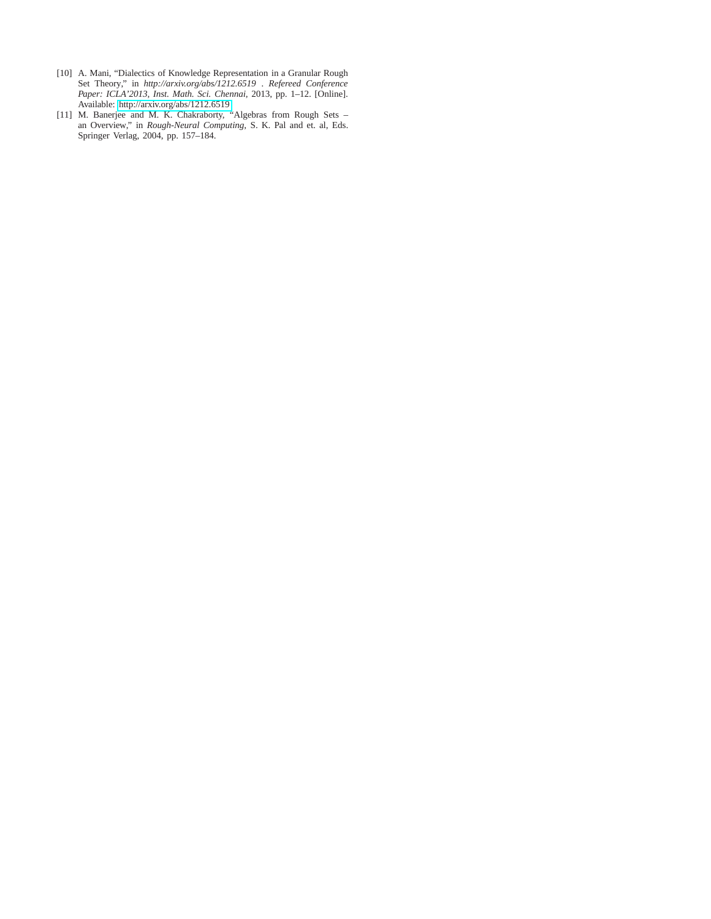[10] A. Mani, "Dialectics of Knowledge Representation in a Granular Rough Set Theory," in *http://arxiv.org/abs/1212.6519 . Refereed Conference Paper: ICLA'2013, Inst. Math. Sci. Chennai*, 2013, pp. 1–12. [Online]. Available: http://arxiv.org/abs/1212.6519

[11] M. Banerjee and M. K. Chakraborty, "Algebras from Rough Sets – an Overview," in *Rough-Neural Computing*, S. K. Pal and et. al, Eds. Springer Verlag, 2004, pp. 157–184.